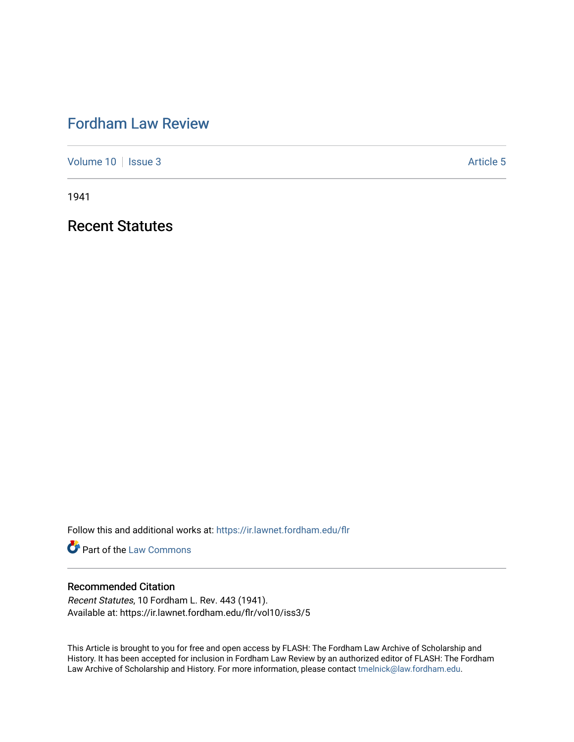# Fordham Law Review

Volume 10 | Issue 3 | Article 5

1941

## Recent Statutes

Follow this and additional works at: https://ir.lawnet.fordham.edu/flr

Part of the Law Commons

### Recommended Citation

*Recent Statutes*, 10 Fordham L. Rev. 443 (1941).
Available at: https://ir.lawnet.fordham.edu/flr/vol10/iss3/5

This Article is brought to you for free and open access by FLASH: The Fordham Law Archive of Scholarship and History. It has been accepted for inclusion in Fordham Law Review by an authorized editor of FLASH: The Fordham Law Archive of Scholarship and History. For more information, please contact tmelnick@law.fordham.edu.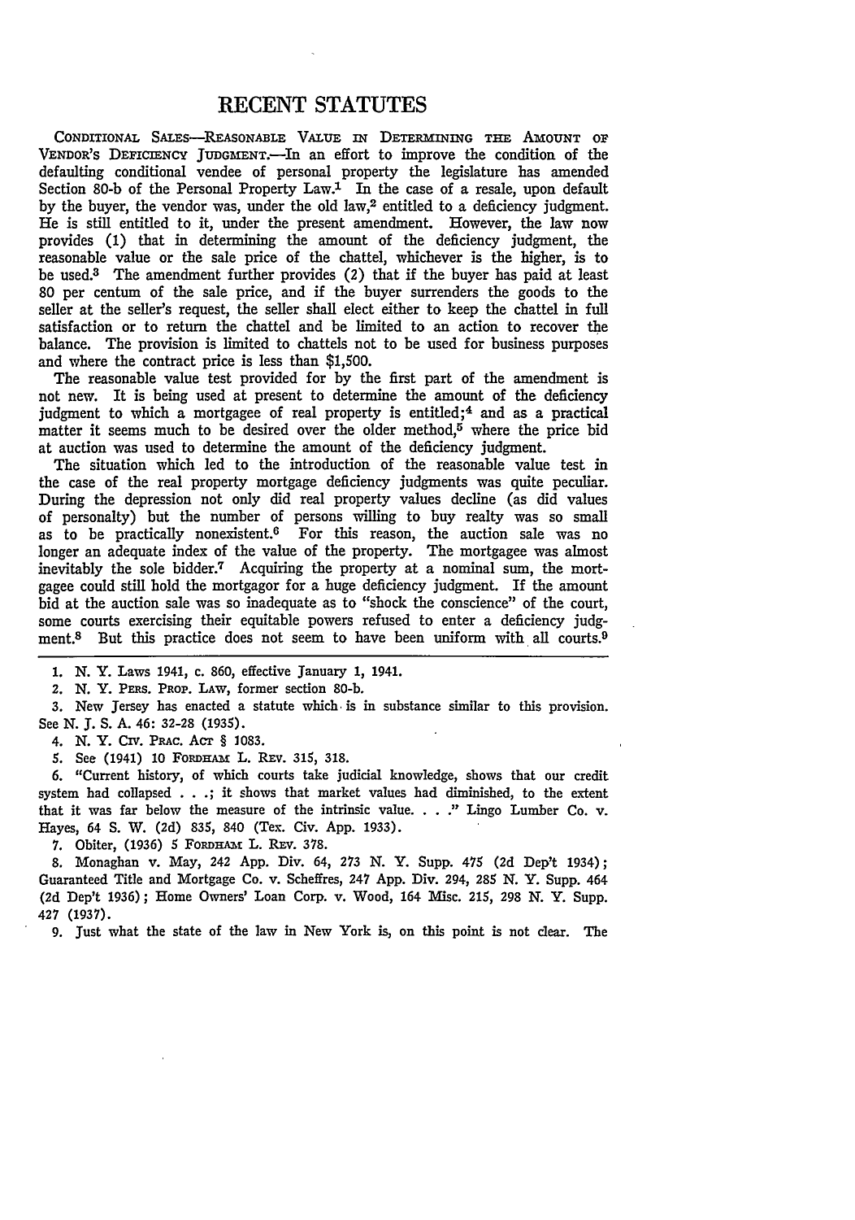# RECENT STATUTES

CONDITIONAL SALES—REASONABLE VALUE IN DETERMINING THE AMOUNT OF VENDOR'S DEFICIENCY JUDGMENT.—In an effort to improve the condition of the defaulting conditional vendee of personal property the legislature has amended Section 80-b of the Personal Property Law.[1] In the case of a resale, upon default by the buyer, the vendor was, under the old law,[2] entitled to a deficiency judgment. He is still entitled to it, under the present amendment. However, the law now provides (1) that in determining the amount of the deficiency judgment, the reasonable value or the sale price of the chattel, whichever is the higher, is to be used.[3] The amendment further provides (2) that if the buyer has paid at least 80 per centum of the sale price, and if the buyer surrenders the goods to the seller at the seller's request, the seller shall elect either to keep the chattel in full satisfaction or to return the chattel and be limited to an action to recover the balance. The provision is limited to chattels not to be used for business purposes and where the contract price is less than $1,500.

The reasonable value test provided for by the first part of the amendment is not new. It is being used at present to determine the amount of the deficiency judgment to which a mortgagee of real property is entitled;[4] and as a practical matter it seems much to be desired over the older method,[5] where the price bid at auction was used to determine the amount of the deficiency judgment.

The situation which led to the introduction of the reasonable value test in the case of the real property mortgage deficiency judgments was quite peculiar. During the depression not only did real property values decline (as did values of personalty) but the number of persons willing to buy realty was so small as to be practically nonexistent.[6] For this reason, the auction sale was no longer an adequate index of the value of the property. The mortgagee was almost inevitably the sole bidder.[7] Acquiring the property at a nominal sum, the mortgagee could still hold the mortgagor for a huge deficiency judgment. If the amount bid at the auction sale was so inadequate as to "shock the conscience" of the court, some courts exercising their equitable powers refused to enter a deficiency judgment.[8] But this practice does not seem to have been uniform with all courts.[9]

---

1. N. Y. Laws 1941, c. 860, effective January 1, 1941.

2. N. Y. PERS. PROP. LAW, former section 80-b.

3. New Jersey has enacted a statute which is in substance similar to this provision. See N. J. S. A. 46: 32-28 (1935).

4. N. Y. CIV. PRAC. ACT § 1083.

5. See (1941) 10 FORDHAM L. REV. 315, 318.

6. "Current history, of which courts take judicial knowledge, shows that our credit system had collapsed . . .; it shows that market values had diminished, to the extent that it was far below the measure of the intrinsic value. . . ." Lingo Lumber Co. v. Hayes, 64 S. W. (2d) 835, 840 (Tex. Civ. App. 1933).

7. Obiter, (1936) 5 FORDHAM L. REV. 378.

8. Monaghan v. May, 242 App. Div. 64, 273 N. Y. Supp. 475 (2d Dep't 1934); Guaranteed Title and Mortgage Co. v. Scheffres, 247 App. Div. 294, 285 N. Y. Supp. 464 (2d Dep't 1936); Home Owners' Loan Corp. v. Wood, 164 Misc. 215, 298 N. Y. Supp. 427 (1937).

9. Just what the state of the law in New York is, on this point is not clear. The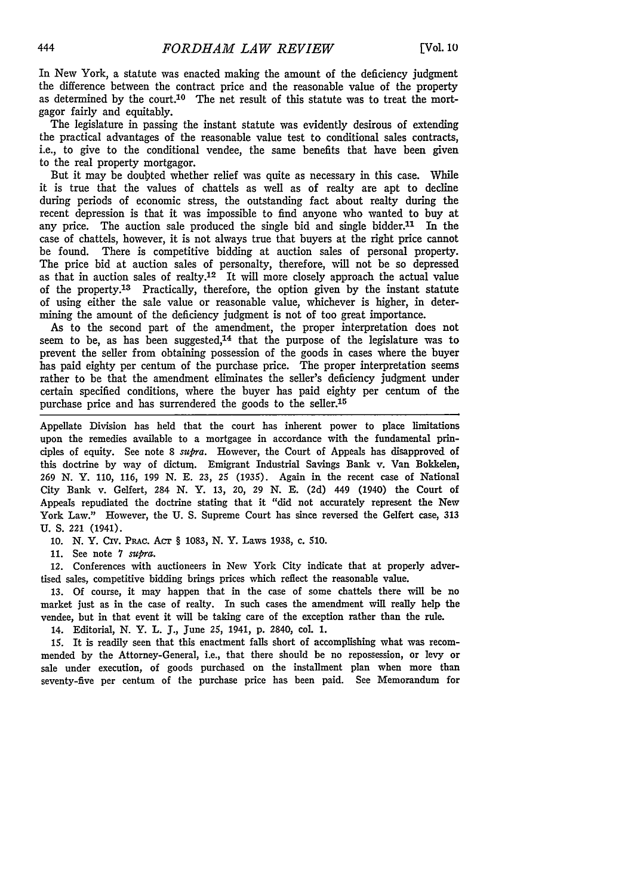In New York, a statute was enacted making the amount of the deficiency judgment the difference between the contract price and the reasonable value of the property as determined by the court.[10] The net result of this statute was to treat the mortgagor fairly and equitably.

The legislature in passing the instant statute was evidently desirous of extending the practical advantages of the reasonable value test to conditional sales contracts, i.e., to give to the conditional vendee, the same benefits that have been given to the real property mortgagor.

But it may be doubted whether relief was quite as necessary in this case. While it is true that the values of chattels as well as of realty are apt to decline during periods of economic stress, the outstanding fact about realty during the recent depression is that it was impossible to find anyone who wanted to buy at any price. The auction sale produced the single bid and single bidder.[11] In the case of chattels, however, it is not always true that buyers at the right price cannot be found. There is competitive bidding at auction sales of personal property. The price bid at auction sales of personalty, therefore, will not be so depressed as that in auction sales of realty.[12] It will more closely approach the actual value of the property.[13] Practically, therefore, the option given by the instant statute of using either the sale value or reasonable value, whichever is higher, in determining the amount of the deficiency judgment is not of too great importance.

As to the second part of the amendment, the proper interpretation does not seem to be, as has been suggested,[14] that the purpose of the legislature was to prevent the seller from obtaining possession of the goods in cases where the buyer has paid eighty per centum of the purchase price. The proper interpretation seems rather to be that the amendment eliminates the seller's deficiency judgment under certain specified conditions, where the buyer has paid eighty per centum of the purchase price and has surrendered the goods to the seller.[15]

---

Appellate Division has held that the court has inherent power to place limitations upon the remedies available to a mortgagee in accordance with the fundamental principles of equity. See note 8 *supra*. However, the Court of Appeals has disapproved of this doctrine by way of dictum. Emigrant Industrial Savings Bank v. Van Bokkelen, 269 N. Y. 110, 116, 199 N. E. 23, 25 (1935). Again in the recent case of National City Bank v. Gelfert, 284 N. Y. 13, 20, 29 N. E. (2d) 449 (1940) the Court of Appeals repudiated the doctrine stating that it "did not accurately represent the New York Law." However, the U. S. Supreme Court has since reversed the Gelfert case, 313 U. S. 221 (1941).

10. N. Y. Civ. Prac. Act § 1083, N. Y. Laws 1938, c. 510.

11. See note 7 *supra*.

12. Conferences with auctioneers in New York City indicate that at properly advertised sales, competitive bidding brings prices which reflect the reasonable value.

13. Of course, it may happen that in the case of some chattels there will be no market just as in the case of realty. In such cases the amendment will really help the vendee, but in that event it will be taking care of the exception rather than the rule.

14. Editorial, N. Y. L. J., June 25, 1941, p. 2840, col. 1.

15. It is readily seen that this enactment falls short of accomplishing what was recommended by the Attorney-General, i.e., that there should be no repossession, or levy or sale under execution, of goods purchased on the installment plan when more than seventy-five per centum of the purchase price has been paid. See Memorandum for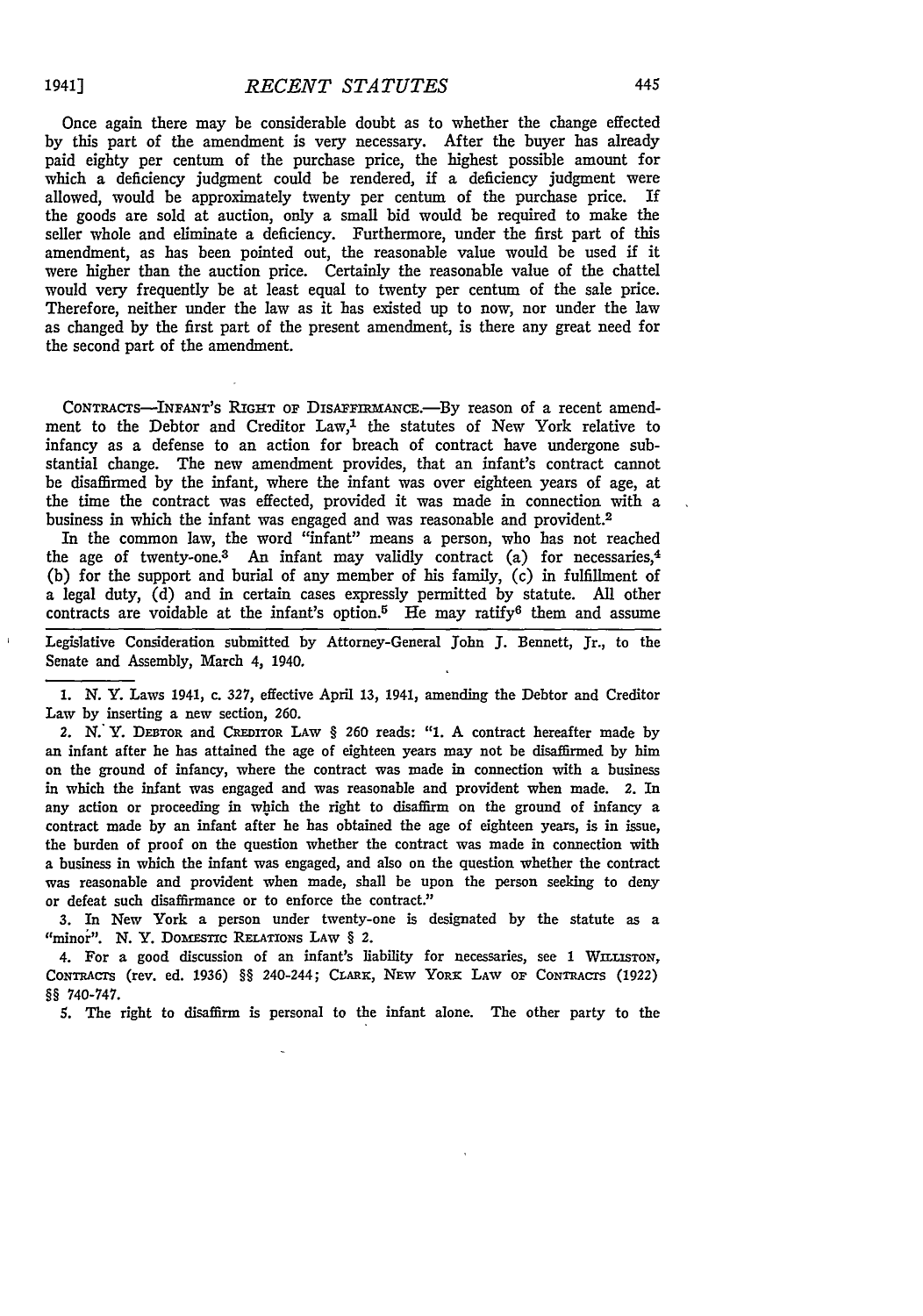Once again there may be considerable doubt as to whether the change effected by this part of the amendment is very necessary. After the buyer has already paid eighty per centum of the purchase price, the highest possible amount for which a deficiency judgment could be rendered, if a deficiency judgment were allowed, would be approximately twenty per centum of the purchase price. If the goods are sold at auction, only a small bid would be required to make the seller whole and eliminate a deficiency. Furthermore, under the first part of this amendment, as has been pointed out, the reasonable value would be used if it were higher than the auction price. Certainly the reasonable value of the chattel would very frequently be at least equal to twenty per centum of the sale price. Therefore, neither under the law as it has existed up to now, nor under the law as changed by the first part of the present amendment, is there any great need for the second part of the amendment.

CONTRACTS—INFANT'S RIGHT OF DISAFFIRMANCE.—By reason of a recent amendment to the Debtor and Creditor Law,[1] the statutes of New York relative to infancy as a defense to an action for breach of contract have undergone substantial change. The new amendment provides, that an infant's contract cannot be disaffirmed by the infant, where the infant was over eighteen years of age, at the time the contract was effected, provided it was made in connection with a business in which the infant was engaged and was reasonable and provident.[2]

In the common law, the word "infant" means a person, who has not reached the age of twenty-one.[3] An infant may validly contract (a) for necessaries,[4] (b) for the support and burial of any member of his family, (c) in fulfillment of a legal duty, (d) and in certain cases expressly permitted by statute. All other contracts are voidable at the infant's option.[5] He may ratify[6] them and assume

Legislative Consideration submitted by Attorney-General John J. Bennett, Jr., to the Senate and Assembly, March 4, 1940.

---

1. N. Y. Laws 1941, c. 327, effective April 13, 1941, amending the Debtor and Creditor Law by inserting a new section, 260.

2. N. Y. DEBTOR and CREDITOR LAW § 260 reads: "1. A contract hereafter made by an infant after he has attained the age of eighteen years may not be disaffirmed by him on the ground of infancy, where the contract was made in connection with a business in which the infant was engaged and was reasonable and provident when made. 2. In any action or proceeding in which the right to disaffirm on the ground of infancy a contract made by an infant after he has obtained the age of eighteen years, is in issue, the burden of proof on the question whether the contract was made in connection with a business in which the infant was engaged, and also on the question whether the contract was reasonable and provident when made, shall be upon the person seeking to deny or defeat such disaffirmance or to enforce the contract."

3. In New York a person under twenty-one is designated by the statute as a "minor". N. Y. DOMESTIC RELATIONS LAW § 2.

4. For a good discussion of an infant's liability for necessaries, see 1 WILLISTON, CONTRACTS (rev. ed. 1936) §§ 240-244; CLARK, NEW YORK LAW OF CONTRACTS (1922) §§ 740-747.

5. The right to disaffirm is personal to the infant alone. The other party to the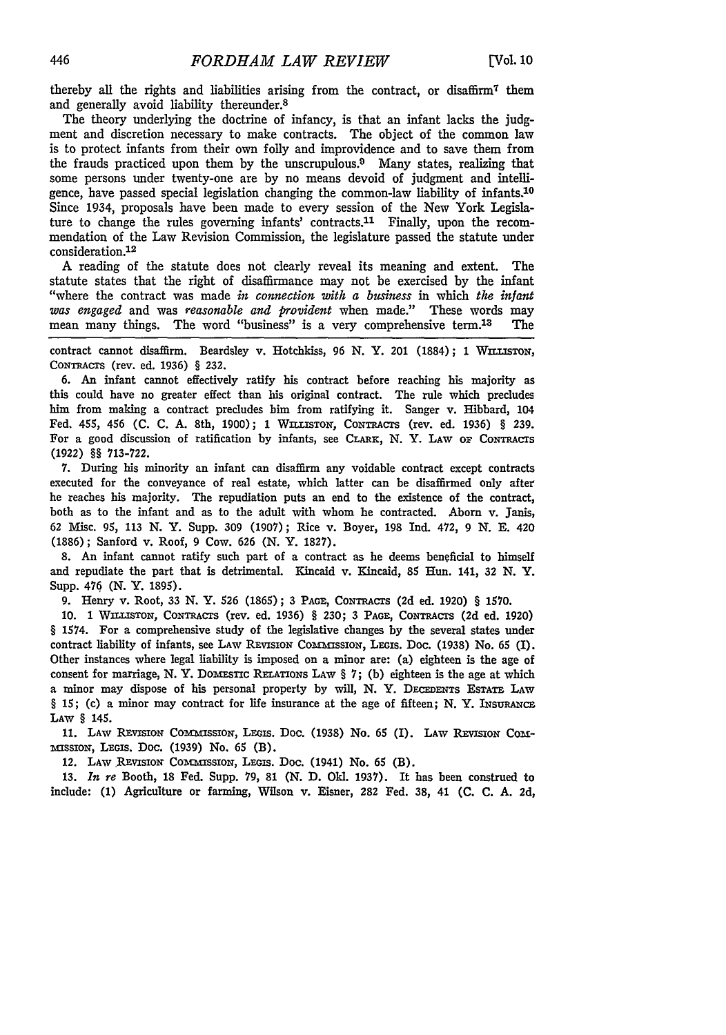thereby all the rights and liabilities arising from the contract, or disaffirm[7] them and generally avoid liability thereunder.[8]

The theory underlying the doctrine of infancy, is that an infant lacks the judgment and discretion necessary to make contracts. The object of the common law is to protect infants from their own folly and improvidence and to save them from the frauds practiced upon them by the unscrupulous.[9] Many states, realizing that some persons under twenty-one are by no means devoid of judgment and intelligence, have passed special legislation changing the common-law liability of infants.[10] Since 1934, proposals have been made to every session of the New York Legislature to change the rules governing infants' contracts.[11] Finally, upon the recommendation of the Law Revision Commission, the legislature passed the statute under consideration.[12]

A reading of the statute does not clearly reveal its meaning and extent. The statute states that the right of disaffirmance may not be exercised by the infant "where the contract was made *in connection with a business* in which *the infant was engaged* and was *reasonable and provident* when made." These words may mean many things. The word "business" is a very comprehensive term.[13] The

---

contract cannot disaffirm. Beardsley v. Hotchkiss, 96 N. Y. 201 (1884); 1 WILLISTON, CONTRACTS (rev. ed. 1936) § 232.

6. An infant cannot effectively ratify his contract before reaching his majority as this could have no greater effect than his original contract. The rule which precludes him from making a contract precludes him from ratifying it. Sanger v. Hibbard, 104 Fed. 455, 456 (C. C. A. 8th, 1900); 1 WILLISTON, CONTRACTS (rev. ed. 1936) § 239. For a good discussion of ratification by infants, see CLARK, N. Y. LAW OF CONTRACTS (1922) §§ 713-722.

7. During his minority an infant can disaffirm any voidable contract except contracts executed for the conveyance of real estate, which latter can be disaffirmed only after he reaches his majority. The repudiation puts an end to the existence of the contract, both as to the infant and as to the adult with whom he contracted. Aborn v. Janis, 62 Misc. 95, 113 N. Y. Supp. 309 (1907); Rice v. Boyer, 198 Ind. 472, 9 N. E. 420 (1886); Sanford v. Roof, 9 Cow. 626 (N. Y. 1827).

8. An infant cannot ratify such part of a contract as he deems beneficial to himself and repudiate the part that is detrimental. Kincaid v. Kincaid, 85 Hun. 141, 32 N. Y. Supp. 476 (N. Y. 1895).

9. Henry v. Root, 33 N. Y. 526 (1865); 3 PAGE, CONTRACTS (2d ed. 1920) § 1570.

10. 1 WILLISTON, CONTRACTS (rev. ed. 1936) § 230; 3 PAGE, CONTRACTS (2d ed. 1920) § 1574. For a comprehensive study of the legislative changes by the several states under contract liability of infants, see LAW REVISION COMMISSION, LEGIS. DOC. (1938) No. 65 (I). Other instances where legal liability is imposed on a minor are: (a) eighteen is the age of consent for marriage, N. Y. DOMESTIC RELATIONS LAW § 7; (b) eighteen is the age at which a minor may dispose of his personal property by will, N. Y. DECEDENTS ESTATE LAW § 15; (c) a minor may contract for life insurance at the age of fifteen; N. Y. INSURANCE LAW § 145.

11. LAW REVISION COMMISSION, LEGIS. DOC. (1938) No. 65 (I). LAW REVISION COMMISSION, LEGIS. DOC. (1939) No. 65 (B).

12. LAW REVISION COMMISSION, LEGIS. DOC. (1941) No. 65 (B).

13. *In re* Booth, 18 Fed. Supp. 79, 81 (N. D. Okl. 1937). It has been construed to include: (1) Agriculture or farming, Wilson v. Eisner, 282 Fed. 38, 41 (C. C. A. 2d,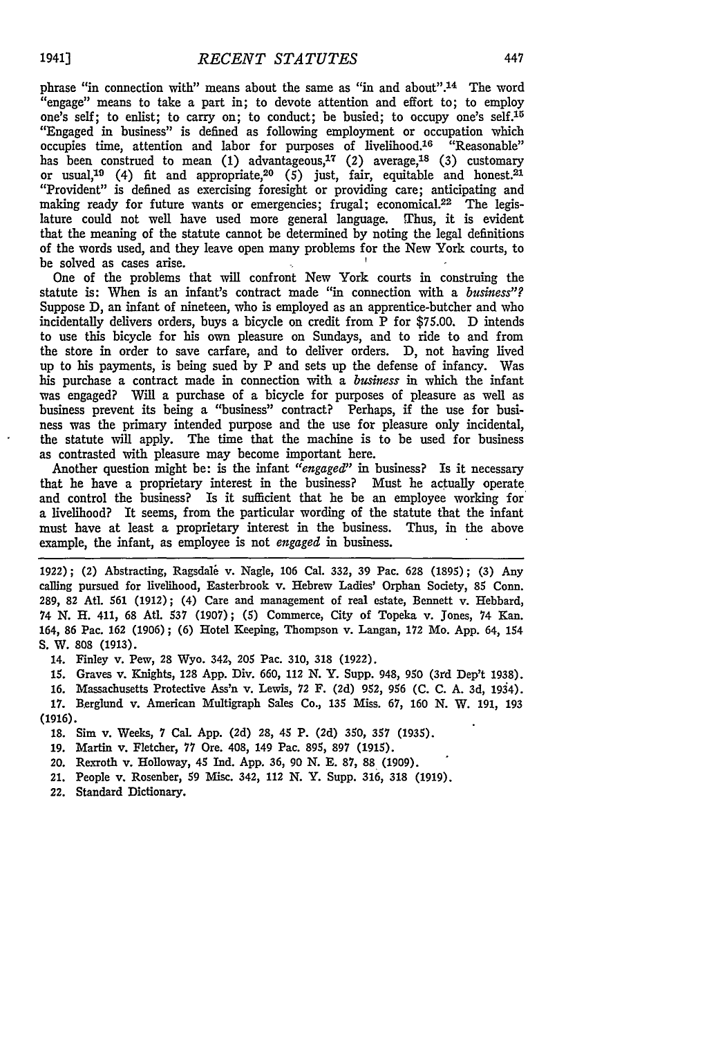phrase "in connection with" means about the same as "in and about".[14] The word "engage" means to take a part in; to devote attention and effort to; to employ one's self; to enlist; to carry on; to conduct; be busied; to occupy one's self.[15] "Engaged in business" is defined as following employment or occupation which occupies time, attention and labor for purposes of livelihood.[16] "Reasonable" has been construed to mean (1) advantageous,[17] (2) average,[18] (3) customary or usual,[19] (4) fit and appropriate,[20] (5) just, fair, equitable and honest.[21] "Provident" is defined as exercising foresight or providing care; anticipating and making ready for future wants or emergencies; frugal; economical.[22] The legislature could not well have used more general language. Thus, it is evident that the meaning of the statute cannot be determined by noting the legal definitions of the words used, and they leave open many problems for the New York courts, to be solved as cases arise.

One of the problems that will confront New York courts in construing the statute is: When is an infant's contract made "in connection with a *business*"? Suppose D, an infant of nineteen, who is employed as an apprentice-butcher and who incidentally delivers orders, buys a bicycle on credit from P for $75.00. D intends to use this bicycle for his own pleasure on Sundays, and to ride to and from the store in order to save carfare, and to deliver orders. D, not having lived up to his payments, is being sued by P and sets up the defense of infancy. Was his purchase a contract made in connection with a *business* in which the infant was engaged? Will a purchase of a bicycle for purposes of pleasure as well as business prevent its being a "business" contract? Perhaps, if the use for business was the primary intended purpose and the use for pleasure only incidental, the statute will apply. The time that the machine is to be used for business as contrasted with pleasure may become important here.

Another question might be: is the infant *"engaged"* in business? Is it necessary that he have a proprietary interest in the business? Must he actually operate and control the business? Is it sufficient that he be an employee working for a livelihood? It seems, from the particular wording of the statute that the infant must have at least a proprietary interest in the business. Thus, in the above example, the infant, as employee is not *engaged* in business.

---

1922); (2) Abstracting, Ragsdale v. Nagle, 106 Cal. 332, 39 Pac. 628 (1895); (3) Any calling pursued for livelihood, Easterbrook v. Hebrew Ladies' Orphan Society, 85 Conn. 289, 82 Atl. 561 (1912); (4) Care and management of real estate, Bennett v. Hebbard, 74 N. H. 411, 68 Atl. 537 (1907); (5) Commerce, City of Topeka v. Jones, 74 Kan. 164, 86 Pac. 162 (1906); (6) Hotel Keeping, Thompson v. Langan, 172 Mo. App. 64, 154 S. W. 808 (1913).

14. Finley v. Pew, 28 Wyo. 342, 205 Pac. 310, 318 (1922).

15. Graves v. Knights, 128 App. Div. 660, 112 N. Y. Supp. 948, 950 (3rd Dep't 1938).

16. Massachusetts Protective Ass'n v. Lewis, 72 F. (2d) 952, 956 (C. C. A. 3d, 1934).

17. Berglund v. American Multigraph Sales Co., 135 Miss. 67, 160 N. W. 191, 193 (1916).

18. Sim v. Weeks, 7 Cal. App. (2d) 28, 45 P. (2d) 350, 357 (1935).

19. Martin v. Fletcher, 77 Ore. 408, 149 Pac. 895, 897 (1915).

20. Rexroth v. Holloway, 45 Ind. App. 36, 90 N. E. 87, 88 (1909).

21. People v. Rosenber, 59 Misc. 342, 112 N. Y. Supp. 316, 318 (1919).

22. Standard Dictionary.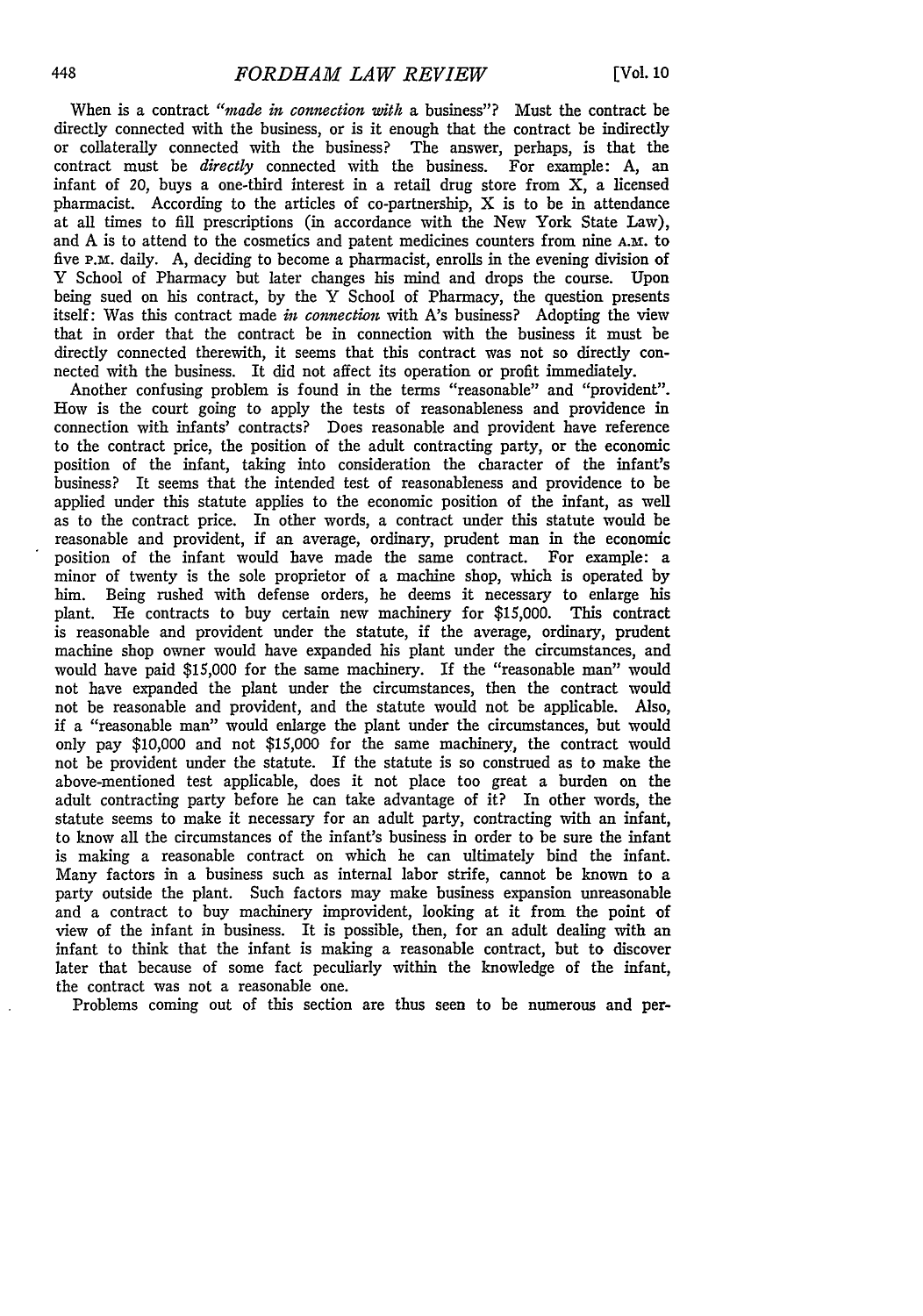When is a contract *"made in connection with* a business"? Must the contract be directly connected with the business, or is it enough that the contract be indirectly or collaterally connected with the business? The answer, perhaps, is that the contract must be *directly* connected with the business. For example: A, an infant of 20, buys a one-third interest in a retail drug store from X, a licensed pharmacist. According to the articles of co-partnership, X is to be in attendance at all times to fill prescriptions (in accordance with the New York State Law), and A is to attend to the cosmetics and patent medicines counters from nine A.M. to five P.M. daily. A, deciding to become a pharmacist, enrolls in the evening division of Y School of Pharmacy but later changes his mind and drops the course. Upon being sued on his contract, by the Y School of Pharmacy, the question presents itself: Was this contract made *in connection* with A's business? Adopting the view that in order that the contract be in connection with the business it must be directly connected therewith, it seems that this contract was not so directly connected with the business. It did not affect its operation or profit immediately.

Another confusing problem is found in the terms "reasonable" and "provident". How is the court going to apply the tests of reasonableness and providence in connection with infants' contracts? Does reasonable and provident have reference to the contract price, the position of the adult contracting party, or the economic position of the infant, taking into consideration the character of the infant's business? It seems that the intended test of reasonableness and providence to be applied under this statute applies to the economic position of the infant, as well as to the contract price. In other words, a contract under this statute would be reasonable and provident, if an average, ordinary, prudent man in the economic position of the infant would have made the same contract. For example: a minor of twenty is the sole proprietor of a machine shop, which is operated by him. Being rushed with defense orders, he deems it necessary to enlarge his plant. He contracts to buy certain new machinery for $15,000. This contract is reasonable and provident under the statute, if the average, ordinary, prudent machine shop owner would have expanded his plant under the circumstances, and would have paid $15,000 for the same machinery. If the "reasonable man" would not have expanded the plant under the circumstances, then the contract would not be reasonable and provident, and the statute would not be applicable. Also, if a "reasonable man" would enlarge the plant under the circumstances, but would only pay $10,000 and not $15,000 for the same machinery, the contract would not be provident under the statute. If the statute is so construed as to make the above-mentioned test applicable, does it not place too great a burden on the adult contracting party before he can take advantage of it? In other words, the statute seems to make it necessary for an adult party, contracting with an infant, to know all the circumstances of the infant's business in order to be sure the infant is making a reasonable contract on which he can ultimately bind the infant. Many factors in a business such as internal labor strife, cannot be known to a party outside the plant. Such factors may make business expansion unreasonable and a contract to buy machinery improvident, looking at it from the point of view of the infant in business. It is possible, then, for an adult dealing with an infant to think that the infant is making a reasonable contract, but to discover later that because of some fact peculiarly within the knowledge of the infant, the contract was not a reasonable one.

Problems coming out of this section are thus seen to be numerous and per-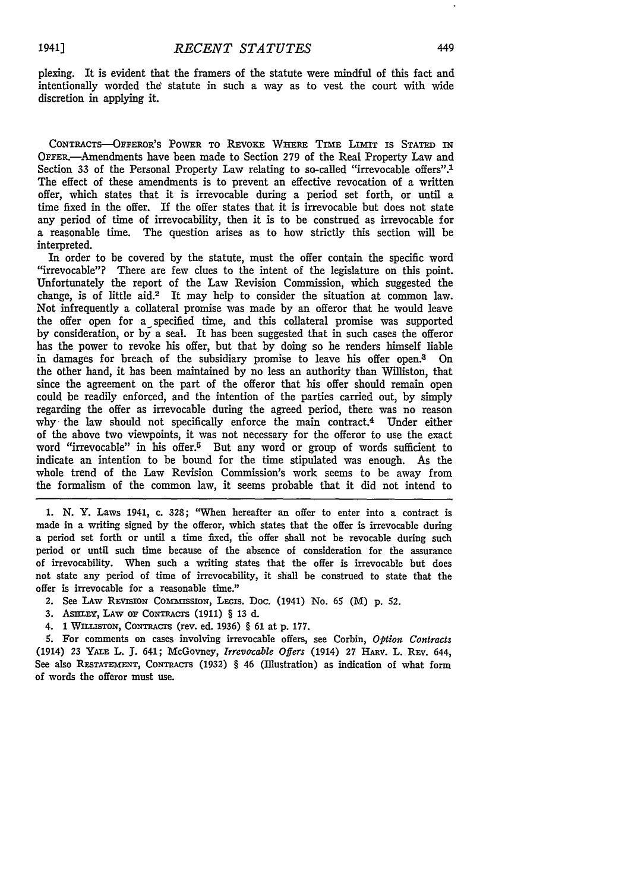plexing. It is evident that the framers of the statute were mindful of this fact and intentionally worded the statute in such a way as to vest the court with wide discretion in applying it.

CONTRACTS—OFFEROR'S POWER TO REVOKE WHERE TIME LIMIT IS STATED IN OFFER.—Amendments have been made to Section 279 of the Real Property Law and Section 33 of the Personal Property Law relating to so-called "irrevocable offers".[1] The effect of these amendments is to prevent an effective revocation of a written offer, which states that it is irrevocable during a period set forth, or until a time fixed in the offer. If the offer states that it is irrevocable but does not state any period of time of irrevocability, then it is to be construed as irrevocable for a reasonable time. The question arises as to how strictly this section will be interpreted.

In order to be covered by the statute, must the offer contain the specific word "irrevocable"? There are few clues to the intent of the legislature on this point. Unfortunately the report of the Law Revision Commission, which suggested the change, is of little aid.[2] It may help to consider the situation at common law. Not infrequently a collateral promise was made by an offeror that he would leave the offer open for a specified time, and this collateral promise was supported by consideration, or by a seal. It has been suggested that in such cases the offeror has the power to revoke his offer, but that by doing so he renders himself liable in damages for breach of the subsidiary promise to leave his offer open.[3] On the other hand, it has been maintained by no less an authority than Williston, that since the agreement on the part of the offeror that his offer should remain open could be readily enforced, and the intention of the parties carried out, by simply regarding the offer as irrevocable during the agreed period, there was no reason why the law should not specifically enforce the main contract.[4] Under either of the above two viewpoints, it was not necessary for the offeror to use the exact word "irrevocable" in his offer.[5] But any word or group of words sufficient to indicate an intention to be bound for the time stipulated was enough. As the whole trend of the Law Revision Commission's work seems to be away from the formalism of the common law, it seems probable that it did not intend to

1. N. Y. Laws 1941, c. 328; "When hereafter an offer to enter into a contract is made in a writing signed by the offeror, which states that the offer is irrevocable during a period set forth or until a time fixed, the offer shall not be revocable during such period or until such time because of the absence of consideration for the assurance of irrevocability. When such a writing states that the offer is irrevocable but does not state any period of time of irrevocability, it shall be construed to state that the offer is irrevocable for a reasonable time."

2. See LAW REVISION COMMISSION, LEGIS. DOC. (1941) No. 65 (M) p. 52.

3. ASHLEY, LAW OF CONTRACTS (1911) § 13 d.

4. 1 WILLISTON, CONTRACTS (rev. ed. 1936) § 61 at p. 177.

5. For comments on cases involving irrevocable offers, see Corbin, *Option Contracts* (1914) 23 YALE L. J. 641; McGovney, *Irrevocable Offers* (1914) 27 HARV. L. REV. 644, See also RESTATEMENT, CONTRACTS (1932) § 46 (Illustration) as indication of what form of words the offeror must use.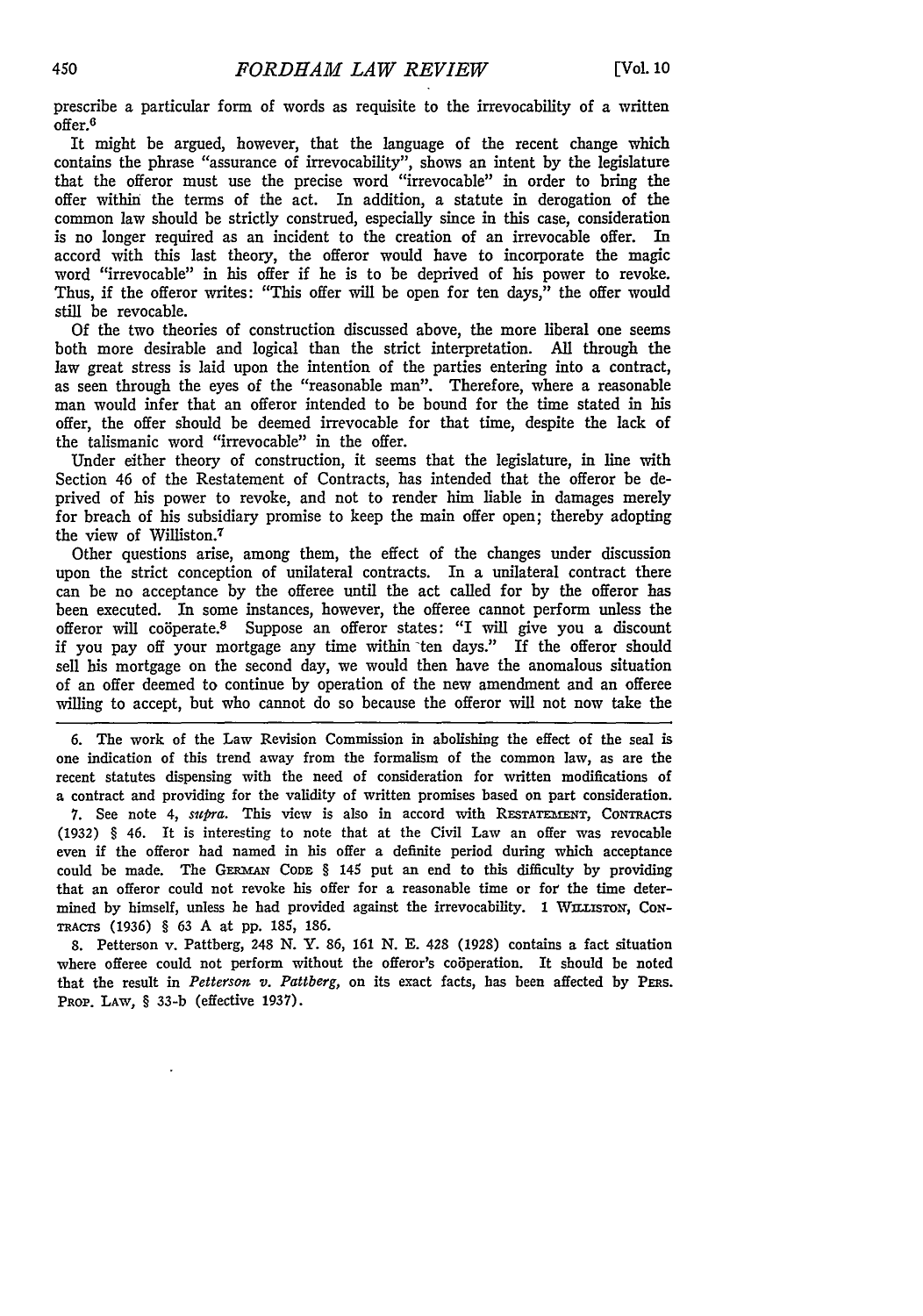prescribe a particular form of words as requisite to the irrevocability of a written offer.[6]

It might be argued, however, that the language of the recent change which contains the phrase "assurance of irrevocability", shows an intent by the legislature that the offeror must use the precise word "irrevocable" in order to bring the offer within the terms of the act. In addition, a statute in derogation of the common law should be strictly construed, especially since in this case, consideration is no longer required as an incident to the creation of an irrevocable offer. In accord with this last theory, the offeror would have to incorporate the magic word "irrevocable" in his offer if he is to be deprived of his power to revoke. Thus, if the offeror writes: "This offer will be open for ten days," the offer would still be revocable.

Of the two theories of construction discussed above, the more liberal one seems both more desirable and logical than the strict interpretation. All through the law great stress is laid upon the intention of the parties entering into a contract, as seen through the eyes of the "reasonable man". Therefore, where a reasonable man would infer that an offeror intended to be bound for the time stated in his offer, the offer should be deemed irrevocable for that time, despite the lack of the talismanic word "irrevocable" in the offer.

Under either theory of construction, it seems that the legislature, in line with Section 46 of the Restatement of Contracts, has intended that the offeror be deprived of his power to revoke, and not to render him liable in damages merely for breach of his subsidiary promise to keep the main offer open; thereby adopting the view of Williston.[7]

Other questions arise, among them, the effect of the changes under discussion upon the strict conception of unilateral contracts. In a unilateral contract there can be no acceptance by the offeree until the act called for by the offeror has been executed. In some instances, however, the offeree cannot perform unless the offeror will coöperate.[8] Suppose an offeror states: "I will give you a discount if you pay off your mortgage any time within ten days." If the offeror should sell his mortgage on the second day, we would then have the anomalous situation of an offer deemed to continue by operation of the new amendment and an offeree willing to accept, but who cannot do so because the offeror will not now take the

---

6. The work of the Law Revision Commission in abolishing the effect of the seal is one indication of this trend away from the formalism of the common law, as are the recent statutes dispensing with the need of consideration for written modifications of a contract and providing for the validity of written promises based on part consideration.

7. See note 4, *supra*. This view is also in accord with RESTATEMENT, CONTRACTS (1932) § 46. It is interesting to note that at the Civil Law an offer was revocable even if the offeror had named in his offer a definite period during which acceptance could be made. The GERMAN CODE § 145 put an end to this difficulty by providing that an offeror could not revoke his offer for a reasonable time or for the time determined by himself, unless he had provided against the irrevocability. 1 WILLISTON, CONTRACTS (1936) § 63 A at pp. 185, 186.

8. Petterson v. Pattberg, 248 N. Y. 86, 161 N. E. 428 (1928) contains a fact situation where offeree could not perform without the offeror's coöperation. It should be noted that the result in *Petterson v. Pattberg*, on its exact facts, has been affected by PERS. PROP. LAW, § 33-b (effective 1937).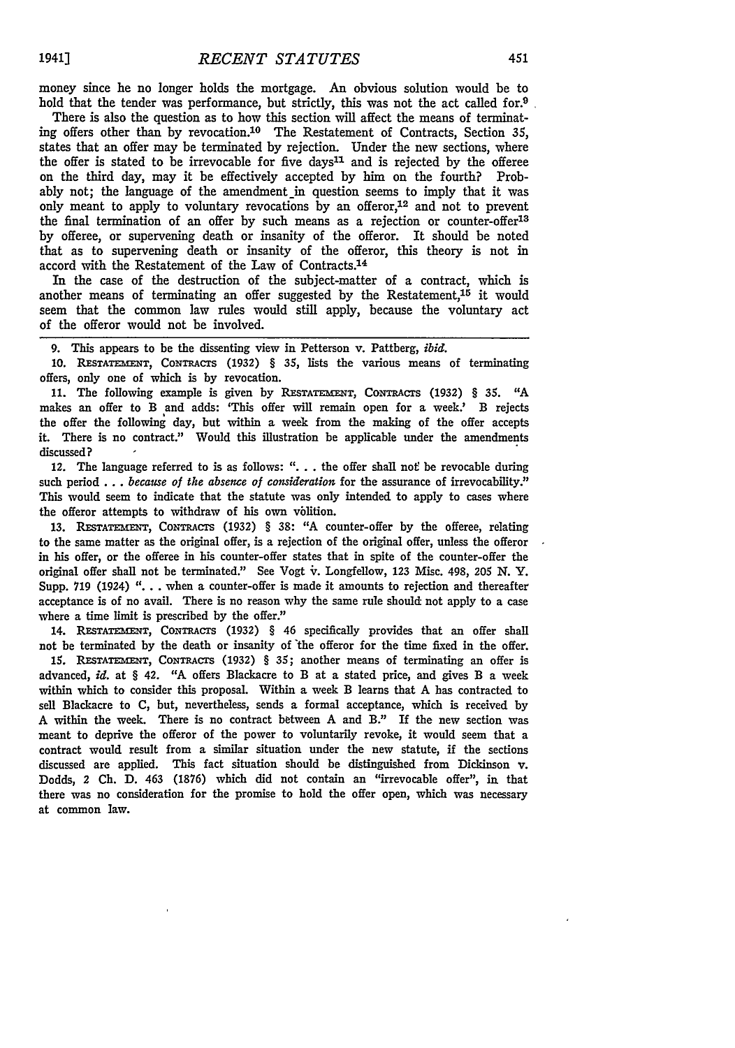money since he no longer holds the mortgage. An obvious solution would be to hold that the tender was performance, but strictly, this was not the act called for.[9]

There is also the question as to how this section will affect the means of terminating offers other than by revocation.[10] The Restatement of Contracts, Section 35, states that an offer may be terminated by rejection. Under the new sections, where the offer is stated to be irrevocable for five days[11] and is rejected by the offeree on the third day, may it be effectively accepted by him on the fourth? Probably not; the language of the amendment in question seems to imply that it was only meant to apply to voluntary revocations by an offeror,[12] and not to prevent the final termination of an offer by such means as a rejection or counter-offer[13] by offeree, or supervening death or insanity of the offeror. It should be noted that as to supervening death or insanity of the offeror, this theory is not in accord with the Restatement of the Law of Contracts.[14]

In the case of the destruction of the subject-matter of a contract, which is another means of terminating an offer suggested by the Restatement,[15] it would seem that the common law rules would still apply, because the voluntary act of the offeror would not be involved.

---

9. This appears to be the dissenting view in Petterson v. Pattberg, *ibid.*

10. RESTATEMENT, CONTRACTS (1932) § 35, lists the various means of terminating offers, only one of which is by revocation.

11. The following example is given by RESTATEMENT, CONTRACTS (1932) § 35. "A makes an offer to B and adds: 'This offer will remain open for a week.' B rejects the offer the following day, but within a week from the making of the offer accepts it. There is no contract." Would this illustration be applicable under the amendments discussed?

12. The language referred to is as follows: ". . . the offer shall not be revocable during such period . . . *because of the absence of consideration* for the assurance of irrevocability." This would seem to indicate that the statute was only intended to apply to cases where the offeror attempts to withdraw of his own vòlition.

13. RESTATEMENT, CONTRACTS (1932) § 38: "A counter-offer by the offeree, relating to the same matter as the original offer, is a rejection of the original offer, unless the offeror in his offer, or the offeree in his counter-offer states that in spite of the counter-offer the original offer shall not be terminated." See Vogt v. Longfellow, 123 Misc. 498, 205 N. Y. Supp. 719 (1924) ". . . when a counter-offer is made it amounts to rejection and thereafter acceptance is of no avail. There is no reason why the same rule should not apply to a case where a time limit is prescribed by the offer."

14. RESTATEMENT, CONTRACTS (1932) § 46 specifically provides that an offer shall not be terminated by the death or insanity of the offeror for the time fixed in the offer.

15. RESTATEMENT, CONTRACTS (1932) § 35; another means of terminating an offer is advanced, *id.* at § 42. "A offers Blackacre to B at a stated price, and gives B a week within which to consider this proposal. Within a week B learns that A has contracted to sell Blackacre to C, but, nevertheless, sends a formal acceptance, which is received by A within the week. There is no contract between A and B." If the new section was meant to deprive the offeror of the power to voluntarily revoke, it would seem that a contract would result from a similar situation under the new statute, if the sections discussed are applied. This fact situation should be distinguished from Dickinson v. Dodds, 2 Ch. D. 463 (1876) which did not contain an "irrevocable offer", in that there was no consideration for the promise to hold the offer open, which was necessary at common law.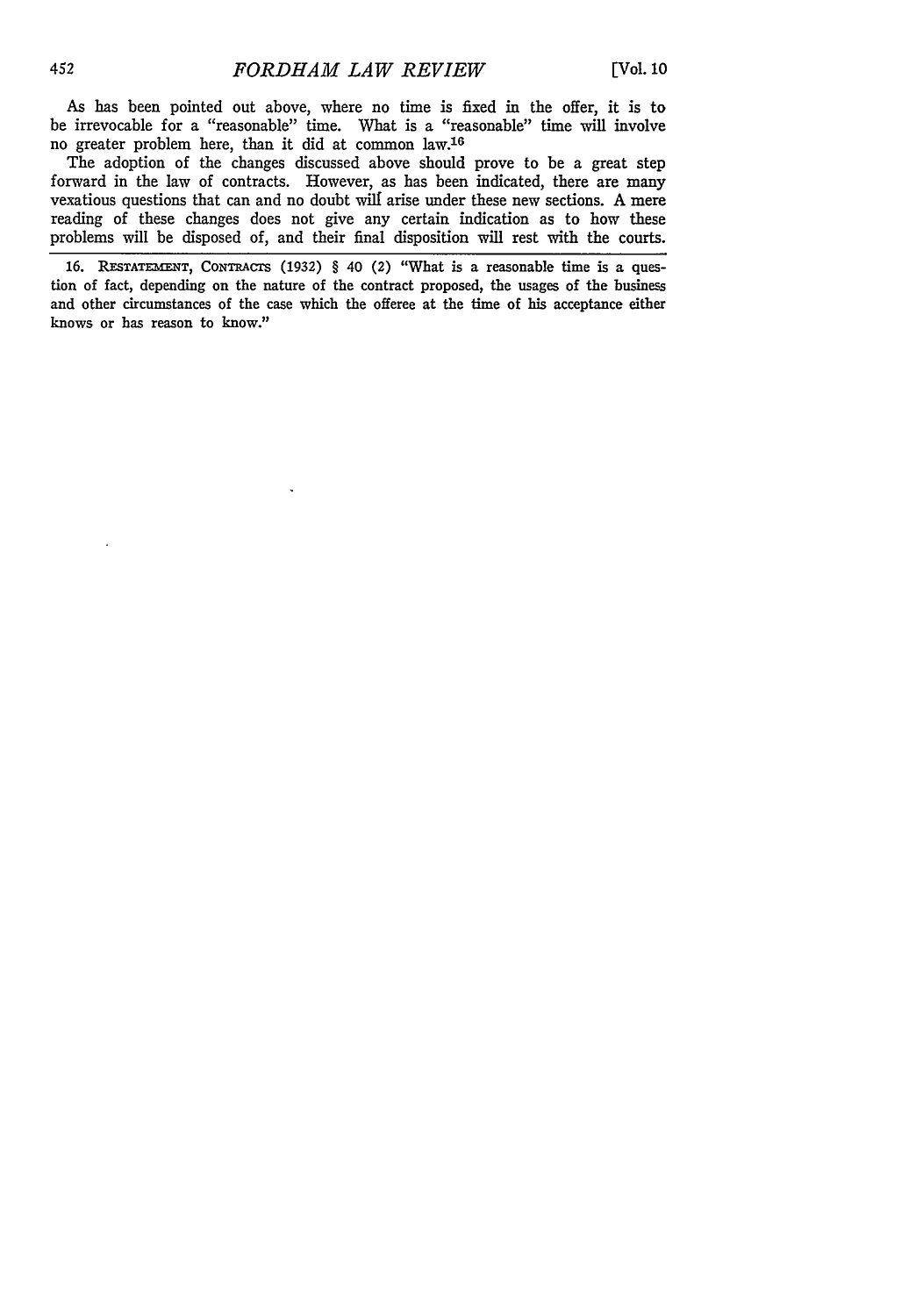As has been pointed out above, where no time is fixed in the offer, it is to be irrevocable for a "reasonable" time. What is a "reasonable" time will involve no greater problem here, than it did at common law.[16]

The adoption of the changes discussed above should prove to be a great step forward in the law of contracts. However, as has been indicated, there are many vexatious questions that can and no doubt will arise under these new sections. A mere reading of these changes does not give any certain indication as to how these problems will be disposed of, and their final disposition will rest with the courts.

---

16. RESTATEMENT, CONTRACTS (1932) § 40 (2) "What is a reasonable time is a question of fact, depending on the nature of the contract proposed, the usages of the business and other circumstances of the case which the offeree at the time of his acceptance either knows or has reason to know."